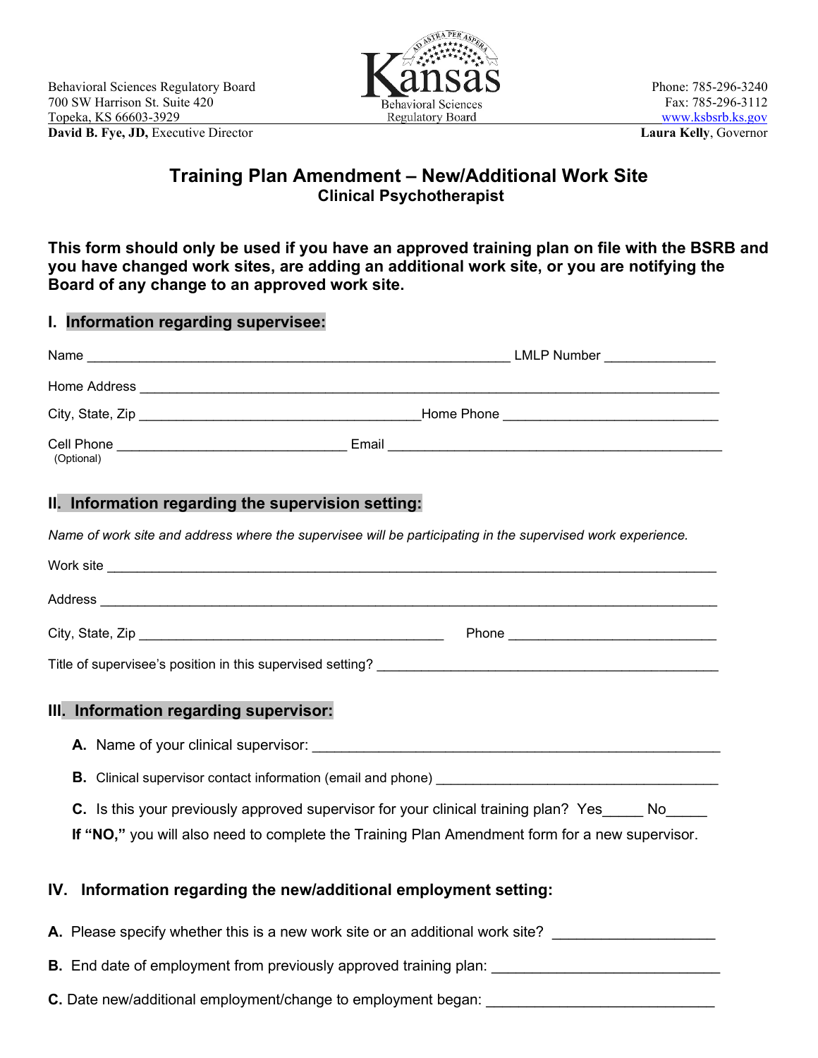Behavioral Sciences Regulatory Board
700 SW Harrison St. Suite 420
Topeka, KS 66603-3929
**David B. Fye, JD,** Executive Director

Kansas Behavioral Sciences Regulatory Board

Phone: 785-296-3240
Fax: 785-296-3112
www.ksbsrb.ks.gov
**Laura Kelly**, Governor

# Training Plan Amendment – New/Additional Work Site

## Clinical Psychotherapist

**This form should only be used if you have an approved training plan on file with the BSRB and you have changed work sites, are adding an additional work site, or you are notifying the Board of any change to an approved work site.**

### I. Information regarding supervisee:

Name ___________________________________________________________ LMLP Number _______________

Home Address ________________________________________________________________________________

City, State, Zip ________________________________________Home Phone _____________________________

Cell Phone _______________________________ Email _______________________________________________
(Optional)

### II. Information regarding the supervision setting:

*Name of work site and address where the supervisee will be participating in the supervised work experience.*

Work site ____________________________________________________________________________________

Address _____________________________________________________________________________________

City, State, Zip __________________________________________ Phone _____________________________

Title of supervisee's position in this supervised setting? _______________________________________________

### III. Information regarding supervisor:

**A.** Name of your clinical supervisor: ______________________________________________________________

**B.** Clinical supervisor contact information (email and phone) _____________________________________

**C.** Is this your previously approved supervisor for your clinical training plan? Yes_____ No_____

**If "NO,"** you will also need to complete the Training Plan Amendment form for a new supervisor.

### IV. Information regarding the new/additional employment setting:

**A.** Please specify whether this is a new work site or an additional work site? ____________________

**B.** End date of employment from previously approved training plan: _____________________________

**C.** Date new/additional employment/change to employment began: ____________________________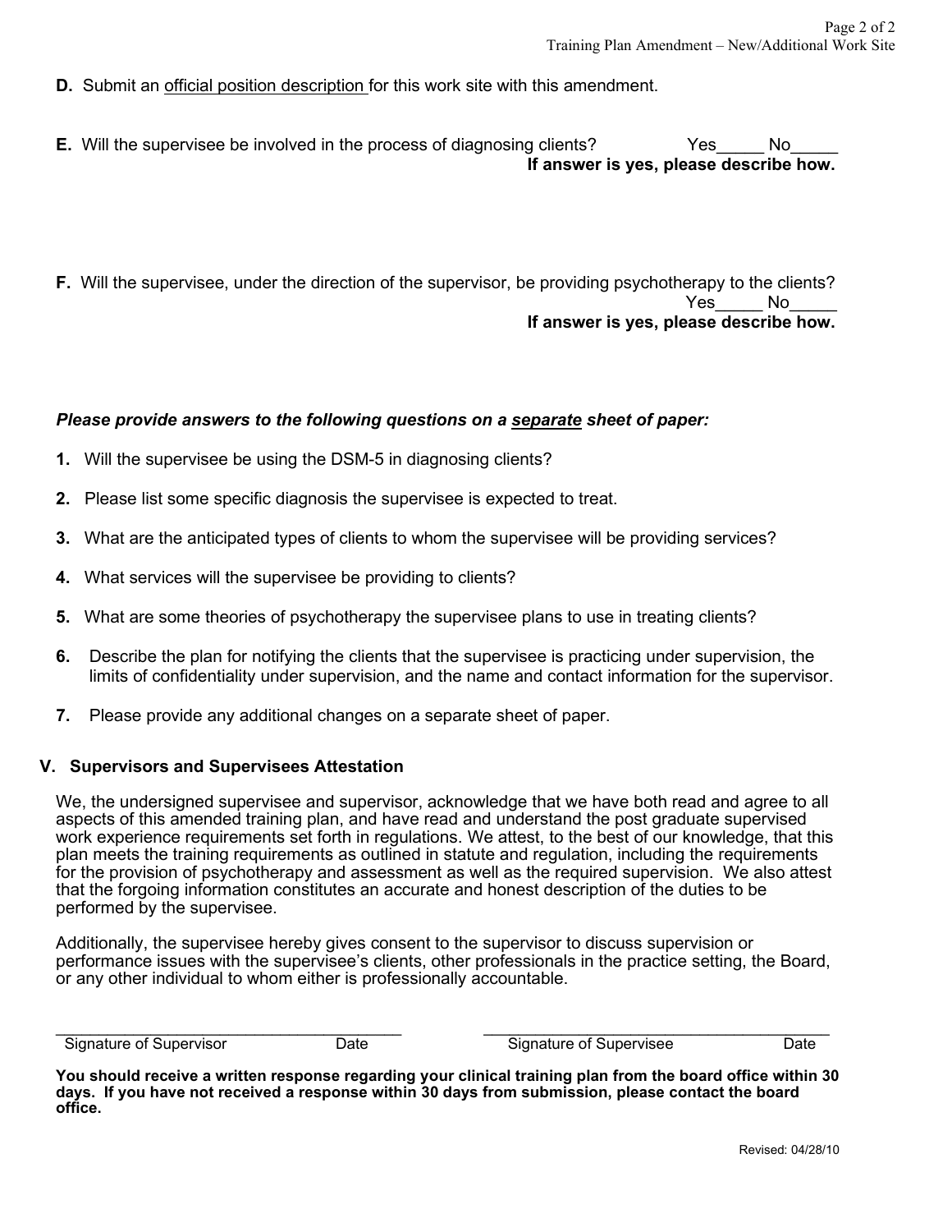**D.** Submit an official position description for this work site with this amendment.

**E.** Will the supervisee be involved in the process of diagnosing clients? Yes_____ No_____

**If answer is yes, please describe how.**

**F.** Will the supervisee, under the direction of the supervisor, be providing psychotherapy to the clients? Yes_____ No_____

**If answer is yes, please describe how.**

***Please provide answers to the following questions on a separate sheet of paper:***

**1.** Will the supervisee be using the DSM-5 in diagnosing clients?

**2.** Please list some specific diagnosis the supervisee is expected to treat.

**3.** What are the anticipated types of clients to whom the supervisee will be providing services?

**4.** What services will the supervisee be providing to clients?

**5.** What are some theories of psychotherapy the supervisee plans to use in treating clients?

**6.** Describe the plan for notifying the clients that the supervisee is practicing under supervision, the limits of confidentiality under supervision, and the name and contact information for the supervisor.

**7.** Please provide any additional changes on a separate sheet of paper.

## V. Supervisors and Supervisees Attestation

We, the undersigned supervisee and supervisor, acknowledge that we have both read and agree to all aspects of this amended training plan, and have read and understand the post graduate supervised work experience requirements set forth in regulations. We attest, to the best of our knowledge, that this plan meets the training requirements as outlined in statute and regulation, including the requirements for the provision of psychotherapy and assessment as well as the required supervision. We also attest that the forgoing information constitutes an accurate and honest description of the duties to be performed by the supervisee.

Additionally, the supervisee hereby gives consent to the supervisor to discuss supervision or performance issues with the supervisee's clients, other professionals in the practice setting, the Board, or any other individual to whom either is professionally accountable.

_________________________________________ Signature of Supervisor Date

_________________________________________ Signature of Supervisee Date

**You should receive a written response regarding your clinical training plan from the board office within 30 days. If you have not received a response within 30 days from submission, please contact the board office.**

Revised: 04/28/10